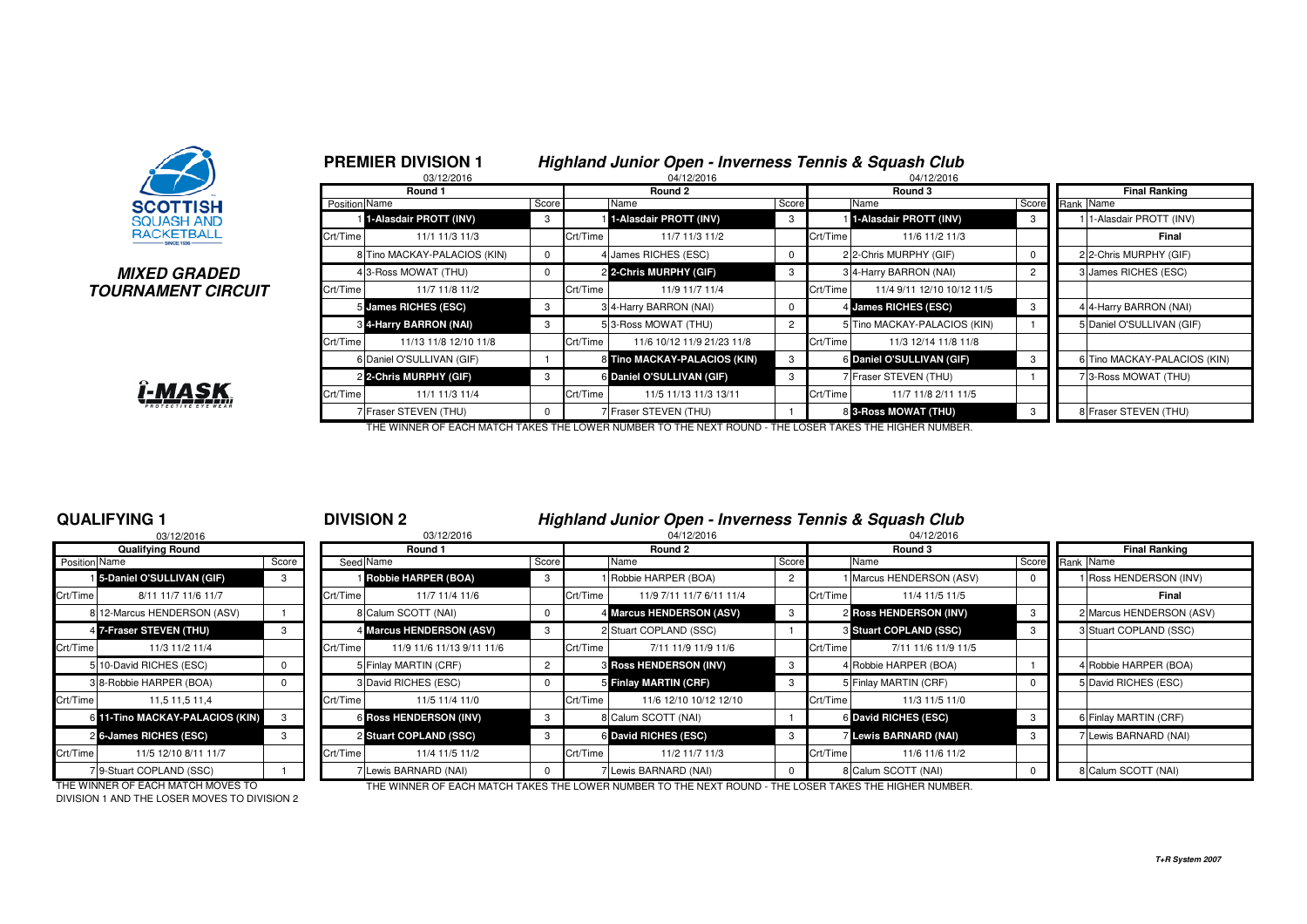SCOTTISH SQUASH AND RACKETBALL

***MIXED GRADED TOURNAMENT CIRCUIT***

## PREMIER DIVISION 1

### *Highland Junior Open - Inverness Tennis & Squash Club*

| Round 1 (03/12/2016) | | | Round 2 (04/12/2016) | | | Round 3 (04/12/2016) | | | Final Ranking | |
|---|---|---|---|---|---|---|---|---|---|---|
| Position | Name | Score | | Name | Score | | Name | Score | Rank | Name |
| 1 | 1-Alasdair PROTT (INV) | 3 | 1 | 1-Alasdair PROTT (INV) | 3 | 1 | 1-Alasdair PROTT (INV) | 3 | 1 | 1-Alasdair PROTT (INV) |
| Crt/Time | 11/1 11/3 11/3 | | Crt/Time | 11/7 11/3 11/2 | | Crt/Time | 11/6 11/2 11/3 | | | Final |
| 8 | Tino MACKAY-PALACIOS (KIN) | 0 | 4 | James RICHES (ESC) | 0 | 2 | 2-Chris MURPHY (GIF) | 0 | 2 | 2-Chris MURPHY (GIF) |
| 4 | 3-Ross MOWAT (THU) | 0 | 2 | 2-Chris MURPHY (GIF) | 3 | 3 | 4-Harry BARRON (NAI) | 2 | 3 | James RICHES (ESC) |
| Crt/Time | 11/7 11/8 11/2 | | Crt/Time | 11/9 11/7 11/4 | | Crt/Time | 11/4 9/11 12/10 10/12 11/5 | | | |
| 5 | James RICHES (ESC) | 3 | 3 | 4-Harry BARRON (NAI) | 0 | 4 | James RICHES (ESC) | 3 | 4 | 4-Harry BARRON (NAI) |
| 3 | 4-Harry BARRON (NAI) | 3 | 5 | 3-Ross MOWAT (THU) | 2 | 5 | Tino MACKAY-PALACIOS (KIN) | 1 | 5 | Daniel O'SULLIVAN (GIF) |
| Crt/Time | 11/13 11/8 12/10 11/8 | | Crt/Time | 11/6 10/12 11/9 21/23 11/8 | | Crt/Time | 11/3 12/14 11/8 11/8 | | | |
| 6 | Daniel O'SULLIVAN (GIF) | 1 | 8 | Tino MACKAY-PALACIOS (KIN) | 3 | 6 | Daniel O'SULLIVAN (GIF) | 3 | 6 | Tino MACKAY-PALACIOS (KIN) |
| 2 | 2-Chris MURPHY (GIF) | 3 | 6 | Daniel O'SULLIVAN (GIF) | 3 | 7 | Fraser STEVEN (THU) | 1 | 7 | 3-Ross MOWAT (THU) |
| Crt/Time | 11/1 11/3 11/4 | | Crt/Time | 11/5 11/13 11/3 13/11 | | Crt/Time | 11/7 11/8 2/11 11/5 | | | |
| 7 | Fraser STEVEN (THU) | 0 | 7 | Fraser STEVEN (THU) | 1 | 8 | 3-Ross MOWAT (THU) | 3 | 8 | Fraser STEVEN (THU) |

THE WINNER OF EACH MATCH TAKES THE LOWER NUMBER TO THE NEXT ROUND - THE LOSER TAKES THE HIGHER NUMBER.

## QUALIFYING 1

| Qualifying Round (03/12/2016) | | |
|---|---|---|
| Position | Name | Score |
| 1 | 5-Daniel O'SULLIVAN (GIF) | 3 |
| Crt/Time | 8/11 11/7 11/6 11/7 | |
| 8 | 12-Marcus HENDERSON (ASV) | 1 |
| 4 | 7-Fraser STEVEN (THU) | 3 |
| Crt/Time | 11/3 11/2 11/4 | |
| 5 | 10-David RICHES (ESC) | 0 |
| 3 | 8-Robbie HARPER (BOA) | 0 |
| Crt/Time | 11,5 11,5 11,4 | |
| 6 | 11-Tino MACKAY-PALACIOS (KIN) | 3 |
| 2 | 6-James RICHES (ESC) | 3 |
| Crt/Time | 11/5 12/10 8/11 11/7 | |
| 7 | 9-Stuart COPLAND (SSC) | 1 |

THE WINNER OF EACH MATCH MOVES TO DIVISION 1 AND THE LOSER MOVES TO DIVISION 2

## DIVISION 2

### *Highland Junior Open - Inverness Tennis & Squash Club*

| Round 1 (03/12/2016) | | | Round 2 (04/12/2016) | | | Round 3 (04/12/2016) | | | Final Ranking | |
|---|---|---|---|---|---|---|---|---|---|---|
| Seed | Name | Score | | Name | Score | | Name | Score | Rank | Name |
| 1 | Robbie HARPER (BOA) | 3 | 1 | Robbie HARPER (BOA) | 2 | 1 | Marcus HENDERSON (ASV) | 0 | 1 | Ross HENDERSON (INV) |
| Crt/Time | 11/7 11/4 11/6 | | Crt/Time | 11/9 7/11 11/7 6/11 11/4 | | Crt/Time | 11/4 11/5 11/5 | | | Final |
| 8 | Calum SCOTT (NAI) | 0 | 4 | Marcus HENDERSON (ASV) | 3 | 2 | Ross HENDERSON (INV) | 3 | 2 | Marcus HENDERSON (ASV) |
| 4 | Marcus HENDERSON (ASV) | 3 | 2 | Stuart COPLAND (SSC) | 1 | 3 | Stuart COPLAND (SSC) | 3 | 3 | Stuart COPLAND (SSC) |
| Crt/Time | 11/9 11/6 11/13 9/11 11/6 | | Crt/Time | 7/11 11/9 11/9 11/6 | | Crt/Time | 7/11 11/6 11/9 11/5 | | | |
| 5 | Finlay MARTIN (CRF) | 2 | 3 | Ross HENDERSON (INV) | 3 | 4 | Robbie HARPER (BOA) | 1 | 4 | Robbie HARPER (BOA) |
| 3 | David RICHES (ESC) | 0 | 5 | Finlay MARTIN (CRF) | 3 | 5 | Finlay MARTIN (CRF) | 0 | 5 | David RICHES (ESC) |
| Crt/Time | 11/5 11/4 11/0 | | Crt/Time | 11/6 12/10 10/12 12/10 | | Crt/Time | 11/3 11/5 11/0 | | | |
| 6 | Ross HENDERSON (INV) | 3 | 8 | Calum SCOTT (NAI) | 1 | 6 | David RICHES (ESC) | 3 | 6 | Finlay MARTIN (CRF) |
| 2 | Stuart COPLAND (SSC) | 3 | 6 | David RICHES (ESC) | 3 | 7 | Lewis BARNARD (NAI) | 3 | 7 | Lewis BARNARD (NAI) |
| Crt/Time | 11/4 11/5 11/2 | | Crt/Time | 11/2 11/7 11/3 | | Crt/Time | 11/6 11/6 11/2 | | | |
| 7 | Lewis BARNARD (NAI) | 0 | 7 | Lewis BARNARD (NAI) | 0 | 8 | Calum SCOTT (NAI) | 0 | 8 | Calum SCOTT (NAI) |

THE WINNER OF EACH MATCH TAKES THE LOWER NUMBER TO THE NEXT ROUND - THE LOSER TAKES THE HIGHER NUMBER.

*T+R System 2007*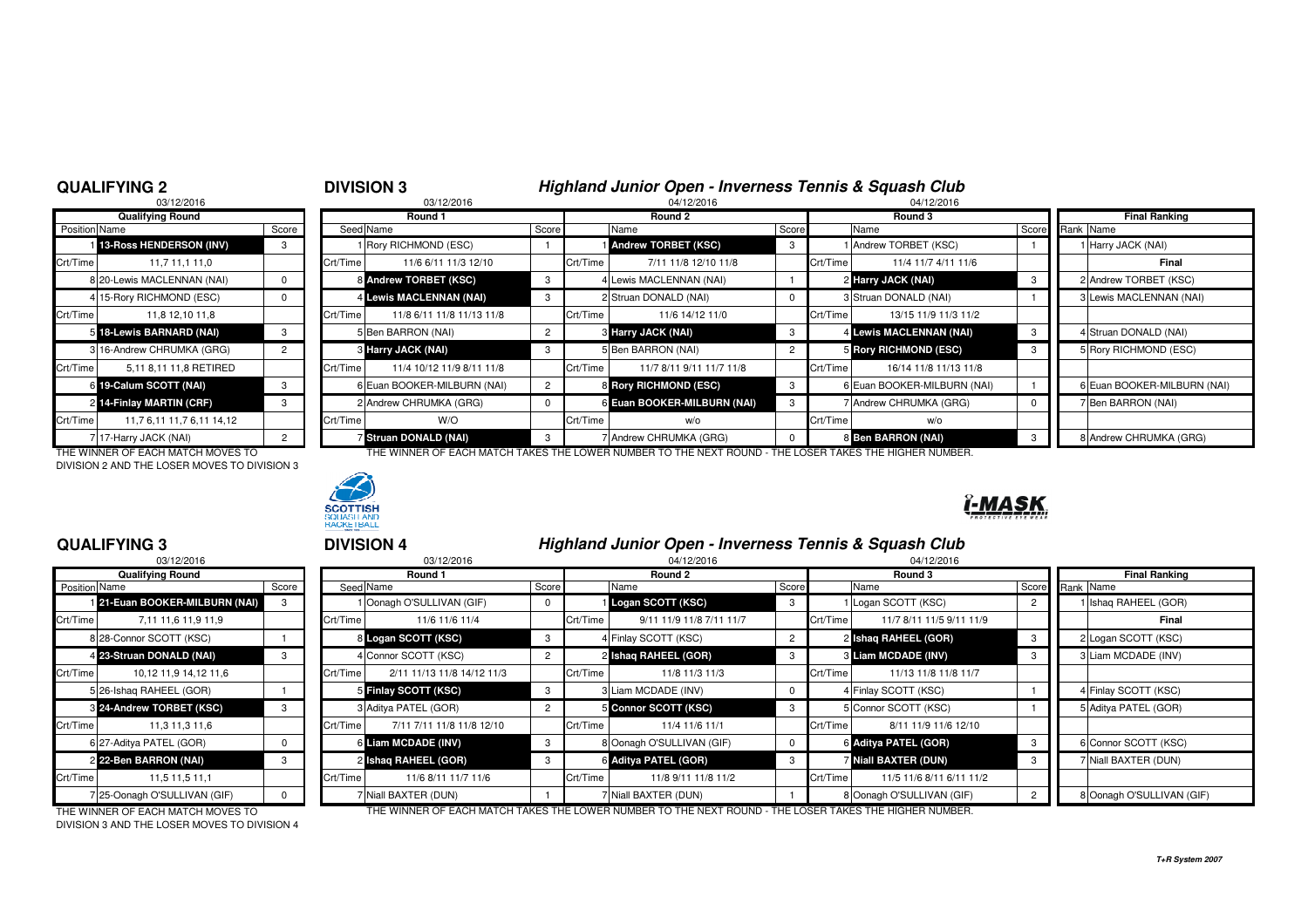## QUALIFYING 2

03/12/2016

| Position | Name | Score |
|---|---|---|
| | **Qualifying Round** | |
| 1 | **13-Ross HENDERSON (INV)** | 3 |
| Crt/Time | 11,7 11,1 11,0 | |
| 8 | 20-Lewis MACLENNAN (NAI) | 0 |
| 4 | 15-Rory RICHMOND (ESC) | 0 |
| Crt/Time | 11,8 12,10 11,8 | |
| 5 | **18-Lewis BARNARD (NAI)** | 3 |
| 3 | 16-Andrew CHRUMKA (GRG) | 2 |
| Crt/Time | 5,11 8,11 11,8 RETIRED | |
| 6 | **19-Calum SCOTT (NAI)** | 3 |
| 2 | **14-Finlay MARTIN (CRF)** | 3 |
| Crt/Time | 11,7 6,11 11,7 6,11 14,12 | |
| 7 | 17-Harry JACK (NAI) | 2 |

THE WINNER OF EACH MATCH MOVES TO DIVISION 2 AND THE LOSER MOVES TO DIVISION 3

## DIVISION 3

### *Highland Junior Open - Inverness Tennis & Squash Club*

| Seed | Round 1 (03/12/2016) | Score | | Round 2 (04/12/2016) | Score | | Round 3 (04/12/2016) | Score |
|---|---|---|---|---|---|---|---|---|
| 1 | Rory RICHMOND (ESC) | 1 | 1 | **Andrew TORBET (KSC)** | 3 | 1 | Andrew TORBET (KSC) | 1 |
| Crt/Time | 11/6 6/11 11/3 12/10 | | Crt/Time | 7/11 11/8 12/10 11/8 | | Crt/Time | 11/4 11/7 4/11 11/6 | |
| 8 | **Andrew TORBET (KSC)** | 3 | 4 | Lewis MACLENNAN (NAI) | 1 | 2 | **Harry JACK (NAI)** | 3 |
| 4 | **Lewis MACLENNAN (NAI)** | 3 | 2 | Struan DONALD (NAI) | 0 | 3 | Struan DONALD (NAI) | 1 |
| Crt/Time | 11/8 6/11 11/8 11/13 11/8 | | Crt/Time | 11/6 14/12 11/0 | | Crt/Time | 13/15 11/9 11/3 11/2 | |
| 5 | Ben BARRON (NAI) | 2 | 3 | **Harry JACK (NAI)** | 3 | 4 | **Lewis MACLENNAN (NAI)** | 3 |
| 3 | **Harry JACK (NAI)** | 3 | 5 | Ben BARRON (NAI) | 2 | 5 | **Rory RICHMOND (ESC)** | 3 |
| Crt/Time | 11/4 10/12 11/9 8/11 11/8 | | Crt/Time | 11/7 8/11 9/11 11/7 11/8 | | Crt/Time | 16/14 11/8 11/13 11/8 | |
| 6 | Euan BOOKER-MILBURN (NAI) | 2 | 8 | **Rory RICHMOND (ESC)** | 3 | 6 | Euan BOOKER-MILBURN (NAI) | 1 |
| 2 | Andrew CHRUMKA (GRG) | 0 | 6 | **Euan BOOKER-MILBURN (NAI)** | 3 | 7 | Andrew CHRUMKA (GRG) | 0 |
| Crt/Time | W/O | | Crt/Time | w/o | | Crt/Time | w/o | |
| 7 | **Struan DONALD (NAI)** | 3 | 7 | Andrew CHRUMKA (GRG) | 0 | 8 | **Ben BARRON (NAI)** | 3 |

**Final Ranking**

| Rank | Name |
|---|---|
| 1 | Harry JACK (NAI) |
| | **Final** |
| 2 | Andrew TORBET (KSC) |
| 3 | Lewis MACLENNAN (NAI) |
| 4 | Struan DONALD (NAI) |
| 5 | Rory RICHMOND (ESC) |
| 6 | Euan BOOKER-MILBURN (NAI) |
| 7 | Ben BARRON (NAI) |
| 8 | Andrew CHRUMKA (GRG) |

THE WINNER OF EACH MATCH TAKES THE LOWER NUMBER TO THE NEXT ROUND - THE LOSER TAKES THE HIGHER NUMBER.

## QUALIFYING 3

03/12/2016

| Position | Name | Score |
|---|---|---|
| | **Qualifying Round** | |
| 1 | **21-Euan BOOKER-MILBURN (NAI)** | 3 |
| Crt/Time | 7,11 11,6 11,9 11,9 | |
| 8 | 28-Connor SCOTT (KSC) | 1 |
| 4 | **23-Struan DONALD (NAI)** | 3 |
| Crt/Time | 10,12 11,9 14,12 11,6 | |
| 5 | 26-Ishaq RAHEEL (GOR) | 1 |
| 3 | **24-Andrew TORBET (KSC)** | 3 |
| Crt/Time | 11,3 11,3 11,6 | |
| 6 | 27-Aditya PATEL (GOR) | 0 |
| 2 | **22-Ben BARRON (NAI)** | 3 |
| Crt/Time | 11,5 11,5 11,1 | |
| 7 | 25-Oonagh O'SULLIVAN (GIF) | 0 |

THE WINNER OF EACH MATCH MOVES TO DIVISION 3 AND THE LOSER MOVES TO DIVISION 4

## DIVISION 4

### *Highland Junior Open - Inverness Tennis & Squash Club*

| Seed | Round 1 (03/12/2016) | Score | | Round 2 (04/12/2016) | Score | | Round 3 (04/12/2016) | Score |
|---|---|---|---|---|---|---|---|---|
| 1 | Oonagh O'SULLIVAN (GIF) | 0 | 1 | **Logan SCOTT (KSC)** | 3 | 1 | Logan SCOTT (KSC) | 2 |
| Crt/Time | 11/6 11/6 11/4 | | Crt/Time | 9/11 11/9 11/8 7/11 11/7 | | Crt/Time | 11/7 8/11 11/5 9/11 11/9 | |
| 8 | **Logan SCOTT (KSC)** | 3 | 4 | Finlay SCOTT (KSC) | 2 | 2 | **Ishaq RAHEEL (GOR)** | 3 |
| 4 | Connor SCOTT (KSC) | 2 | 2 | **Ishaq RAHEEL (GOR)** | 3 | 3 | **Liam MCDADE (INV)** | 3 |
| Crt/Time | 2/11 11/13 11/8 14/12 11/3 | | Crt/Time | 11/8 11/3 11/3 | | Crt/Time | 11/13 11/8 11/8 11/7 | |
| 5 | **Finlay SCOTT (KSC)** | 3 | 3 | Liam MCDADE (INV) | 0 | 4 | Finlay SCOTT (KSC) | 1 |
| 3 | Aditya PATEL (GOR) | 2 | 5 | **Connor SCOTT (KSC)** | 3 | 5 | Connor SCOTT (KSC) | 1 |
| Crt/Time | 7/11 7/11 11/8 11/8 12/10 | | Crt/Time | 11/4 11/6 11/1 | | Crt/Time | 8/11 11/9 11/6 12/10 | |
| 6 | **Liam MCDADE (INV)** | 3 | 8 | Oonagh O'SULLIVAN (GIF) | 0 | 6 | **Aditya PATEL (GOR)** | 3 |
| 2 | **Ishaq RAHEEL (GOR)** | 3 | 6 | **Aditya PATEL (GOR)** | 3 | 7 | **Niall BAXTER (DUN)** | 3 |
| Crt/Time | 11/6 8/11 11/7 11/6 | | Crt/Time | 11/8 9/11 11/8 11/2 | | Crt/Time | 11/5 11/6 8/11 6/11 11/2 | |
| 7 | Niall BAXTER (DUN) | 1 | 7 | Niall BAXTER (DUN) | 1 | 8 | Oonagh O'SULLIVAN (GIF) | 2 |

**Final Ranking**

| Rank | Name |
|---|---|
| 1 | Ishaq RAHEEL (GOR) |
| | **Final** |
| 2 | Logan SCOTT (KSC) |
| 3 | Liam MCDADE (INV) |
| 4 | Finlay SCOTT (KSC) |
| 5 | Aditya PATEL (GOR) |
| 6 | Connor SCOTT (KSC) |
| 7 | Niall BAXTER (DUN) |
| 8 | Oonagh O'SULLIVAN (GIF) |

THE WINNER OF EACH MATCH TAKES THE LOWER NUMBER TO THE NEXT ROUND - THE LOSER TAKES THE HIGHER NUMBER.

*T+R System 2007*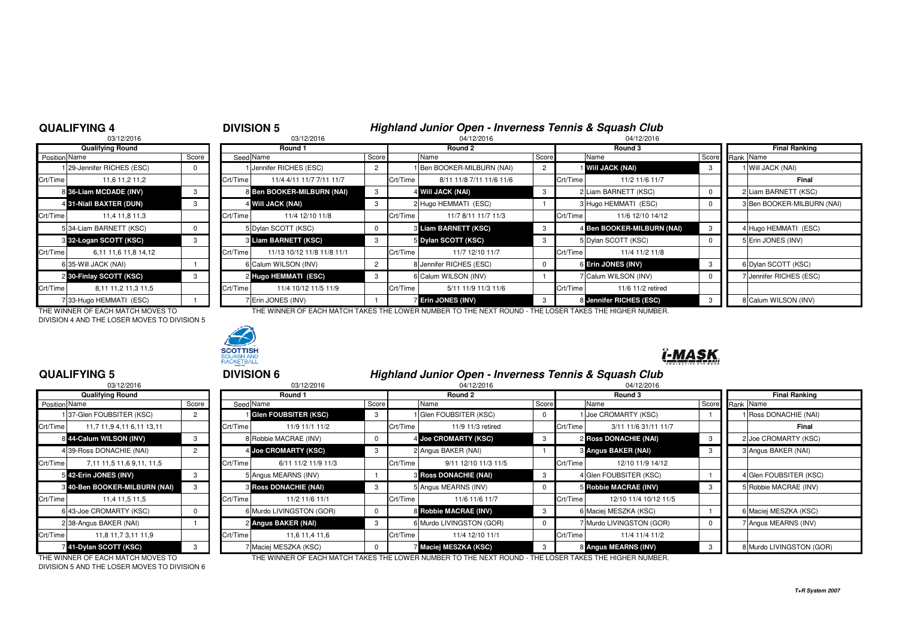## QUALIFYING 4

03/12/2016

| Position | Name | Score |
|---|---|---|
| | **Qualifying Round** | |
| 1 | 29-Jennifer RICHES (ESC) | 0 |
| Crt/Time | 11,6 11,2 11,2 | |
| 8 | **36-Liam MCDADE (INV)** | 3 |
| 4 | **31-Niall BAXTER (DUN)** | 3 |
| Crt/Time | 11,4 11,8 11,3 | |
| 5 | 34-Liam BARNETT (KSC) | 0 |
| 3 | **32-Logan SCOTT (KSC)** | 3 |
| Crt/Time | 6,11 11,6 11,8 14,12 | |
| 6 | 35-Will JACK (NAI) | 1 |
| 2 | **30-Finlay SCOTT (KSC)** | 3 |
| Crt/Time | 8,11 11,2 11,3 11,5 | |
| 7 | 33-Hugo HEMMATI (ESC) | 1 |

THE WINNER OF EACH MATCH MOVES TO DIVISION 4 AND THE LOSER MOVES TO DIVISION 5

## DIVISION 5

### *Highland Junior Open - Inverness Tennis & Squash Club*

| Round 1 (03/12/2016) | | | Round 2 (04/12/2016) | | | Round 3 (04/12/2016) | | | Final Ranking | |
|---|---|---|---|---|---|---|---|---|---|---|
| Seed | Name | Score | | Name | Score | | Name | Score | Rank | Name |
| 1 | Jennifer RICHES (ESC) | 2 | 1 | Ben BOOKER-MILBURN (NAI) | 2 | 1 | **Will JACK (NAI)** | 3 | 1 | Will JACK (NAI) |
| Crt/Time | 11/4 4/11 11/7 7/11 11/7 | | Crt/Time | 8/11 11/8 7/11 11/6 11/6 | | Crt/Time | 11/2 11/6 11/7 | | | **Final** |
| 8 | **Ben BOOKER-MILBURN (NAI)** | 3 | 4 | **Will JACK (NAI)** | 3 | 2 | Liam BARNETT (KSC) | 0 | 2 | Liam BARNETT (KSC) |
| 4 | **Will JACK (NAI)** | 3 | 2 | Hugo HEMMATI (ESC) | 1 | 3 | Hugo HEMMATI (ESC) | 0 | 3 | Ben BOOKER-MILBURN (NAI) |
| Crt/Time | 11/4 12/10 11/8 | | Crt/Time | 11/7 8/11 11/7 11/3 | | Crt/Time | 11/6 12/10 14/12 | | | |
| 5 | Dylan SCOTT (KSC) | 0 | 3 | **Liam BARNETT (KSC)** | 3 | 4 | **Ben BOOKER-MILBURN (NAI)** | 3 | 4 | Hugo HEMMATI (ESC) |
| 3 | **Liam BARNETT (KSC)** | 3 | 5 | **Dylan SCOTT (KSC)** | 3 | 5 | Dylan SCOTT (KSC) | 0 | 5 | Erin JONES (INV) |
| Crt/Time | 11/13 10/12 11/8 11/8 11/1 | | Crt/Time | 11/7 12/10 11/7 | | Crt/Time | 11/4 11/2 11/8 | | | |
| 6 | Calum WILSON (INV) | 2 | 8 | Jennifer RICHES (ESC) | 0 | 6 | **Erin JONES (INV)** | 3 | 6 | Dylan SCOTT (KSC) |
| 2 | **Hugo HEMMATI (ESC)** | 3 | 6 | Calum WILSON (INV) | 1 | 7 | Calum WILSON (INV) | 0 | 7 | Jennifer RICHES (ESC) |
| Crt/Time | 11/4 10/12 11/5 11/9 | | Crt/Time | 5/11 11/9 11/3 11/6 | | Crt/Time | 11/6 11/2 retired | | | |
| 7 | Erin JONES (INV) | 1 | 7 | **Erin JONES (INV)** | 3 | 8 | **Jennifer RICHES (ESC)** | 3 | 8 | Calum WILSON (INV) |

THE WINNER OF EACH MATCH TAKES THE LOWER NUMBER TO THE NEXT ROUND - THE LOSER TAKES THE HIGHER NUMBER.

## QUALIFYING 5

03/12/2016

| Position | Name | Score |
|---|---|---|
| | **Qualifying Round** | |
| 1 | 37-Glen FOUBSITER (KSC) | 2 |
| Crt/Time | 11,7 11,9 4,11 6,11 13,11 | |
| 8 | **44-Calum WILSON (INV)** | 3 |
| 4 | 39-Ross DONACHIE (NAI) | 2 |
| Crt/Time | 7,11 11,5 11,6 9,11, 11,5 | |
| 5 | **42-Erin JONES (INV)** | 3 |
| 3 | **40-Ben BOOKER-MILBURN (NAI)** | 3 |
| Crt/Time | 11,4 11,5 11,5 | |
| 6 | 43-Joe CROMARTY (KSC) | 0 |
| 2 | 38-Angus BAKER (NAI) | 1 |
| Crt/Time | 11,8 11,7 3,11 11,9 | |
| 7 | **41-Dylan SCOTT (KSC)** | 3 |

THE WINNER OF EACH MATCH MOVES TO DIVISION 5 AND THE LOSER MOVES TO DIVISION 6

## DIVISION 6

### *Highland Junior Open - Inverness Tennis & Squash Club*

| Round 1 (03/12/2016) | | | Round 2 (04/12/2016) | | | Round 3 (04/12/2016) | | | Final Ranking | |
|---|---|---|---|---|---|---|---|---|---|---|
| Seed | Name | Score | | Name | Score | | Name | Score | Rank | Name |
| 1 | **Glen FOUBSITER (KSC)** | 3 | 1 | Glen FOUBSITER (KSC) | 0 | 1 | Joe CROMARTY (KSC) | 1 | 1 | Ross DONACHIE (NAI) |
| Crt/Time | 11/9 11/1 11/2 | | Crt/Time | 11/9 11/3 retired | | Crt/Time | 3/11 11/6 31/11 11/7 | | | **Final** |
| 8 | Robbie MACRAE (INV) | 0 | 4 | **Joe CROMARTY (KSC)** | 3 | 2 | **Ross DONACHIE (NAI)** | 3 | 2 | Joe CROMARTY (KSC) |
| 4 | **Joe CROMARTY (KSC)** | 3 | 2 | Angus BAKER (NAI) | 1 | 3 | **Angus BAKER (NAI)** | 3 | 3 | Angus BAKER (NAI) |
| Crt/Time | 6/11 11/2 11/9 11/3 | | Crt/Time | 9/11 12/10 11/3 11/5 | | Crt/Time | 12/10 11/9 14/12 | | | |
| 5 | Angus MEARNS (INV) | 1 | 3 | **Ross DONACHIE (NAI)** | 3 | 4 | Glen FOUBSITER (KSC) | 1 | 4 | Glen FOUBSITER (KSC) |
| 3 | **Ross DONACHIE (NAI)** | 3 | 5 | Angus MEARNS (INV) | 0 | 5 | **Robbie MACRAE (INV)** | 3 | 5 | Robbie MACRAE (INV) |
| Crt/Time | 11/2 11/6 11/1 | | Crt/Time | 11/6 11/6 11/7 | | Crt/Time | 12/10 11/4 10/12 11/5 | | | |
| 6 | Murdo LIVINGSTON (GOR) | 0 | 8 | **Robbie MACRAE (INV)** | 3 | 6 | Maciej MESZKA (KSC) | 1 | 6 | Maciej MESZKA (KSC) |
| 2 | **Angus BAKER (NAI)** | 3 | 6 | Murdo LIVINGSTON (GOR) | 0 | 7 | Murdo LIVINGSTON (GOR) | 0 | 7 | Angus MEARNS (INV) |
| Crt/Time | 11,6 11,4 11,6 | | Crt/Time | 11/4 12/10 11/1 | | Crt/Time | 11/4 11/4 11/2 | | | |
| 7 | Maciej MESZKA (KSC) | 0 | 7 | **Maciej MESZKA (KSC)** | 3 | 8 | **Angus MEARNS (INV)** | 3 | 8 | Murdo LIVINGSTON (GOR) |

THE WINNER OF EACH MATCH TAKES THE LOWER NUMBER TO THE NEXT ROUND - THE LOSER TAKES THE HIGHER NUMBER.

*T+R System 2007*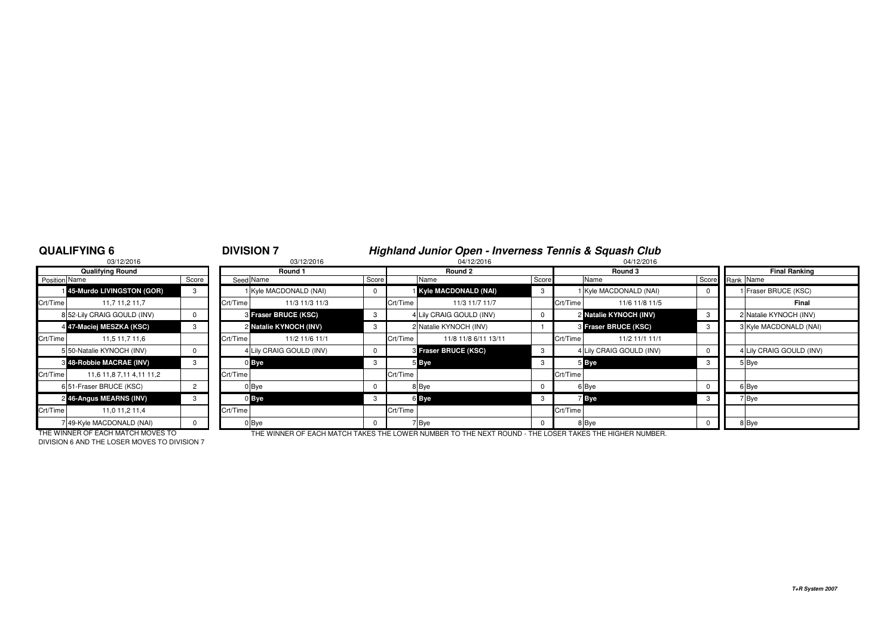## QUALIFYING 6

03/12/2016

| Qualifying Round | | |
|---|---|---|
| Position | Name | Score |
| 1 | **45-Murdo LIVINGSTON (GOR)** | 3 |
| Crt/Time | 11,7 11,2 11,7 | |
| 8 | 52-Lily CRAIG GOULD (INV) | 0 |
| 4 | **47-Maciej MESZKA (KSC)** | 3 |
| Crt/Time | 11,5 11,7 11,6 | |
| 5 | 50-Natalie KYNOCH (INV) | 0 |
| 3 | **48-Robbie MACRAE (INV)** | 3 |
| Crt/Time | 11,6 11,8 7,11 4,11 11,2 | |
| 6 | 51-Fraser BRUCE (KSC) | 2 |
| 2 | **46-Angus MEARNS (INV)** | 3 |
| Crt/Time | 11,0 11,2 11,4 | |
| 7 | 49-Kyle MACDONALD (NAI) | 0 |

THE WINNER OF EACH MATCH MOVES TO DIVISION 6 AND THE LOSER MOVES TO DIVISION 7

## DIVISION 7

### *Highland Junior Open - Inverness Tennis & Squash Club*

| Round 1 (03/12/2016) | | | Round 2 (04/12/2016) | | | Round 3 (04/12/2016) | | |
|---|---|---|---|---|---|---|---|---|
| Seed | Name | Score | | Name | Score | | Name | Score |
| 1 | Kyle MACDONALD (NAI) | 0 | 1 | **Kyle MACDONALD (NAI)** | 3 | 1 | Kyle MACDONALD (NAI) | 0 |
| Crt/Time | 11/3 11/3 11/3 | | Crt/Time | 11/3 11/7 11/7 | | Crt/Time | 11/6 11/8 11/5 | |
| 3 | **Fraser BRUCE (KSC)** | 3 | 4 | Lily CRAIG GOULD (INV) | 0 | 2 | **Natalie KYNOCH (INV)** | 3 |
| 2 | **Natalie KYNOCH (INV)** | 3 | 2 | Natalie KYNOCH (INV) | 1 | 3 | **Fraser BRUCE (KSC)** | 3 |
| Crt/Time | 11/2 11/6 11/1 | | Crt/Time | 11/8 11/8 6/11 13/11 | | Crt/Time | 11/2 11/1 11/1 | |
| 4 | Lily CRAIG GOULD (INV) | 0 | 3 | **Fraser BRUCE (KSC)** | 3 | 4 | Lily CRAIG GOULD (INV) | 0 |
| 0 | **Bye** | 3 | 5 | **Bye** | 3 | 5 | **Bye** | 3 |
| Crt/Time | | | Crt/Time | | | Crt/Time | | |
| 0 | Bye | 0 | 8 | Bye | 0 | 6 | Bye | 0 |
| 0 | **Bye** | 3 | 6 | **Bye** | 3 | 7 | **Bye** | 3 |
| Crt/Time | | | Crt/Time | | | Crt/Time | | |
| 0 | Bye | 0 | 7 | Bye | 0 | 8 | Bye | 0 |

THE WINNER OF EACH MATCH TAKES THE LOWER NUMBER TO THE NEXT ROUND - THE LOSER TAKES THE HIGHER NUMBER.

| Final Ranking | |
|---|---|
| Rank | Name |
| 1 | Fraser BRUCE (KSC) |
| | **Final** |
| 2 | Natalie KYNOCH (INV) |
| 3 | Kyle MACDONALD (NAI) |
| | |
| 4 | Lily CRAIG GOULD (INV) |
| 5 | Bye |
| | |
| 6 | Bye |
| 7 | Bye |
| | |
| 8 | Bye |

*T+R System 2007*